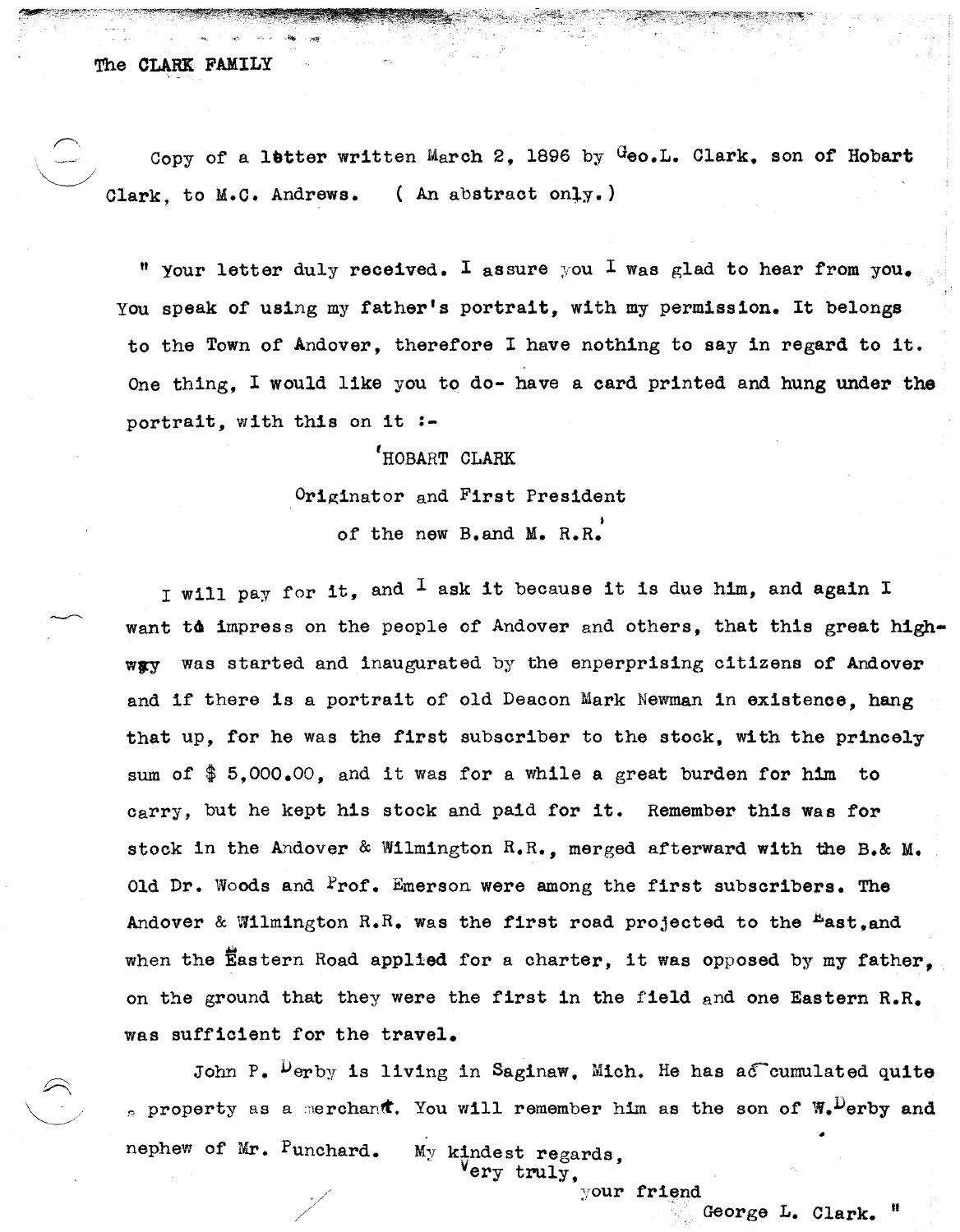The CLARK FAMILY

Copy of a letter written March 2, 1896 by Geo.L. Clark, son of Hobart Clark, to M.C. Andrews. ( An abstract only.)

" Your letter duly received. I assure you I was glad to hear from you. You speak of using my father's portrait, with my permission. It belongs to the Town of Andover, therefore I have nothing to say in regard to it. One thing, I would like you to do- have a card printed and hung under the portrait, with this on it :-

'HOBART CLARK
Originator and First President
of the new B.and M. R.R.'

I will pay for it, and I ask it because it is due him, and again I want to impress on the people of Andover and others, that this great highway was started and inaugurated by the enperprising citizens of Andover and if there is a portrait of old Deacon Mark Newman in existence, hang that up, for he was the first subscriber to the stock, with the princely sum of $ 5,000.00, and it was for a while a great burden for him to carry, but he kept his stock and paid for it. Remember this was for stock in the Andover & Wilmington R.R., merged afterward with the B.& M. Old Dr. Woods and Prof. Emerson were among the first subscribers. The Andover & Wilmington R.R. was the first road projected to the East,and when the Eastern Road applied for a charter, it was opposed by my father, on the ground that they were the first in the field and one Eastern R.R. was sufficient for the travel.

John P. Derby is living in Saginaw, Mich. He has accumulated quite a property as a merchant. You will remember him as the son of W.Derby and nephew of Mr. Punchard. My kindest regards,

Very truly,
your friend
George L. Clark. "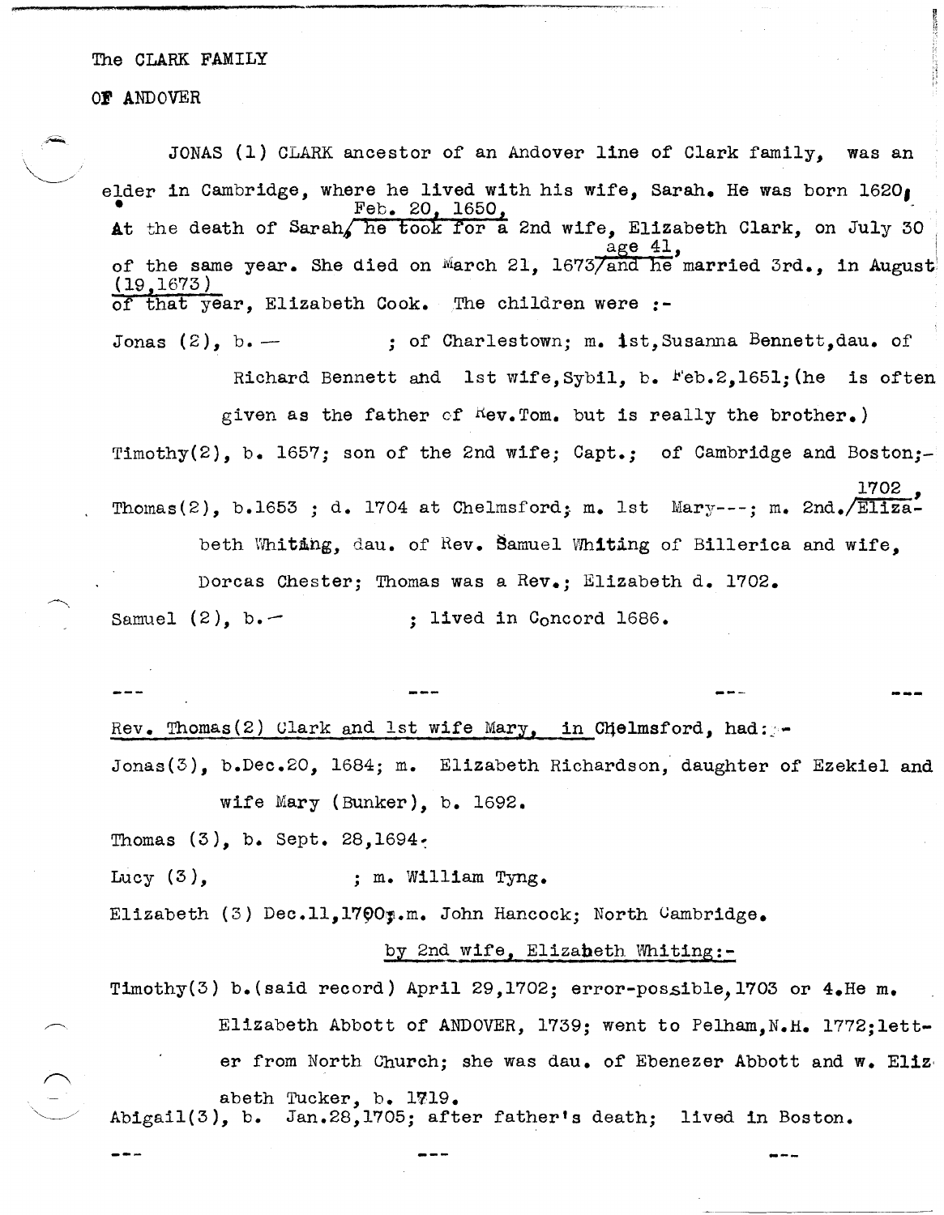The CLARK FAMILY

OF ANDOVER

JONAS (1) CLARK ancestor of an Andover line of Clark family, was an elder in Cambridge, where he lived with his wife, Sarah. He was born 1620. At the death of Sarah, Feb. 20, 1650, he took for a 2nd wife, Elizabeth Clark, on July 30 of the same year. She died on March 21, 1673, age 41, and he married 3rd., in August (19,1673) of that year, Elizabeth Cook. The children were :-

Jonas (2), b. — ; of Charlestown; m. 1st, Susanna Bennett, dau. of Richard Bennett and 1st wife, Sybil, b. Feb.2,1651; (he is often given as the father of Rev.Tom. but is really the brother.)

Timothy(2), b. 1657; son of the 2nd wife; Capt.; of Cambridge and Boston;-

Thomas(2), b.1653 ; d. 1704 at Chelmsford; m. 1st Mary---; m. 2nd., 1702, Elizabeth Whiting, dau. of Rev. Samuel Whiting of Billerica and wife, Dorcas Chester; Thomas was a Rev.; Elizabeth d. 1702.

Samuel (2), b.— ; lived in Concord 1686.

--- --- --- ---

Rev. Thomas(2) Clark and 1st wife Mary, in Chelmsford, had:-

Jonas(3), b.Dec.20, 1684; m. Elizabeth Richardson, daughter of Ezekiel and wife Mary (Bunker), b. 1692.

Thomas (3), b. Sept. 28,1694.

Lucy (3), ; m. William Tyng.

Elizabeth (3) Dec.11,1700; m. John Hancock; North Cambridge.

by 2nd wife, Elizabeth Whiting:-

Timothy(3) b.(said record) April 29,1702; error-possible,1703 or 4.He m. Elizabeth Abbott of ANDOVER, 1739; went to Pelham,N.H. 1772;letter from North Church; she was dau. of Ebenezer Abbott and w. Elizabeth Tucker, b. 1719.

Abigail(3), b. Jan.28,1705; after father's death; lived in Boston.

--- --- ---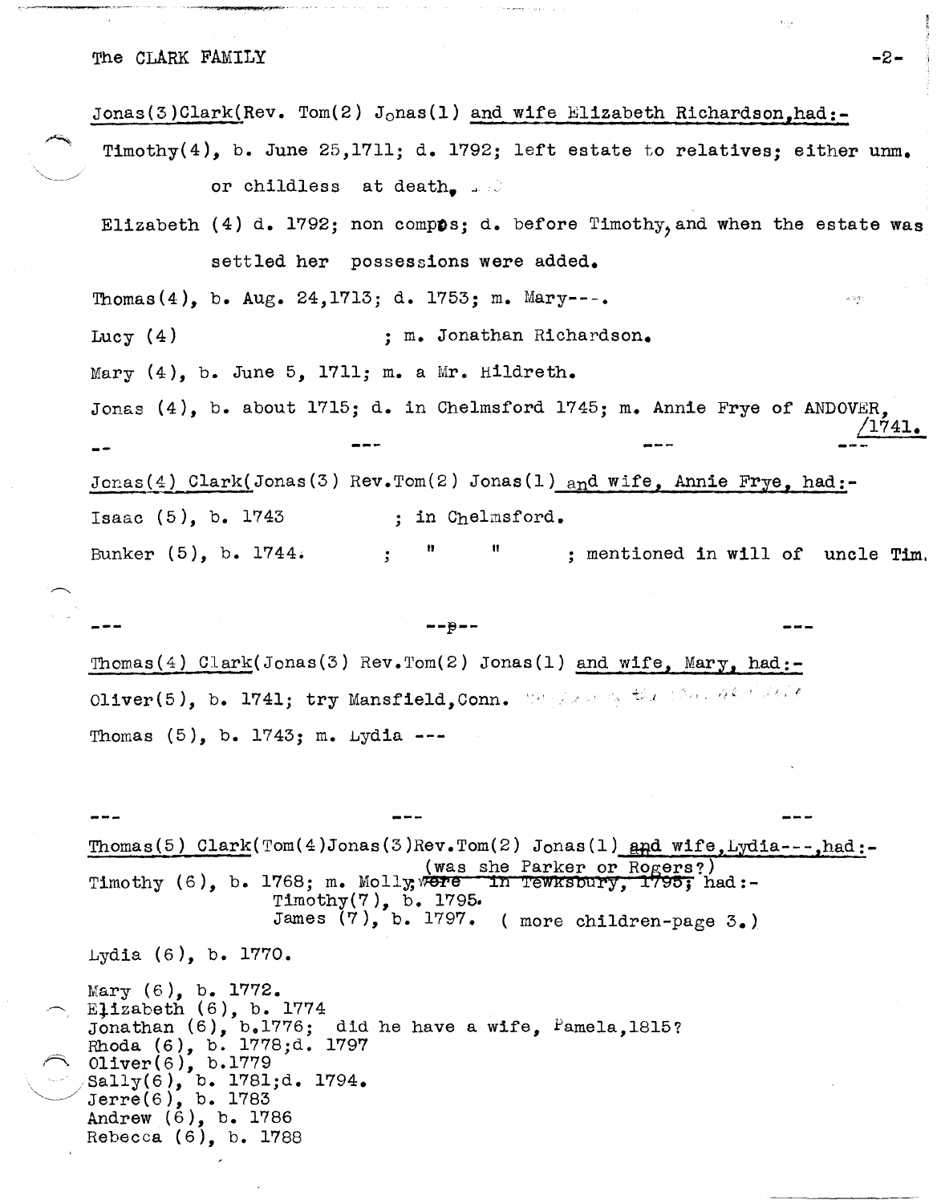Jonas(3)Clark(Rev. Tom(2) Jonas(1) and wife Elizabeth Richardson,had:-

Timothy(4), b. June 25,1711; d. 1792; left estate to relatives; either unm. or childless at death.

Elizabeth (4) d. 1792; non compos; d. before Timothy, and when the estate was settled her possessions were added.

Thomas(4), b. Aug. 24,1713; d. 1753; m. Mary---.

Lucy (4) ; m. Jonathan Richardson.

Mary (4), b. June 5, 1711; m. a Mr. Hildreth.

Jonas (4), b. about 1715; d. in Chelmsford 1745; m. Annie Frye of ANDOVER, 1741.

-- --- --- ---

Jonas(4) Clark(Jonas(3) Rev.Tom(2) Jonas(1) and wife, Annie Frye, had:-

Isaac (5), b. 1743 ; in Chelmsford.

Bunker (5), b. 1744. ; " " ; mentioned in will of uncle Tim.

--- --p-- ---

Thomas(4) Clark(Jonas(3) Rev.Tom(2) Jonas(1) and wife, Mary, had:-

Oliver(5), b. 1741; try Mansfield,Conn.

Thomas (5), b. 1743; m. Lydia ---

--- --- ---

Thomas(5) Clark(Tom(4)Jonas(3)Rev.Tom(2) Jonas(1) and wife,Lydia---,had:-

Timothy (6), b. 1768; m. Molly (was she Parker or Rogers?) ~~were in Tewksbury, 1795;~~ had:-
Timothy(7), b. 1795.
James (7), b. 1797. ( more children-page 3.)

Lydia (6), b. 1770.

Mary (6), b. 1772.
Elizabeth (6), b. 1774
Jonathan (6), b.1776; did he have a wife, Pamela,1815?
Rhoda (6), b. 1778;d. 1797
Oliver(6), b.1779
Sally(6), b. 1781;d. 1794.
Jerre(6), b. 1783
Andrew (6), b. 1786
Rebecca (6), b. 1788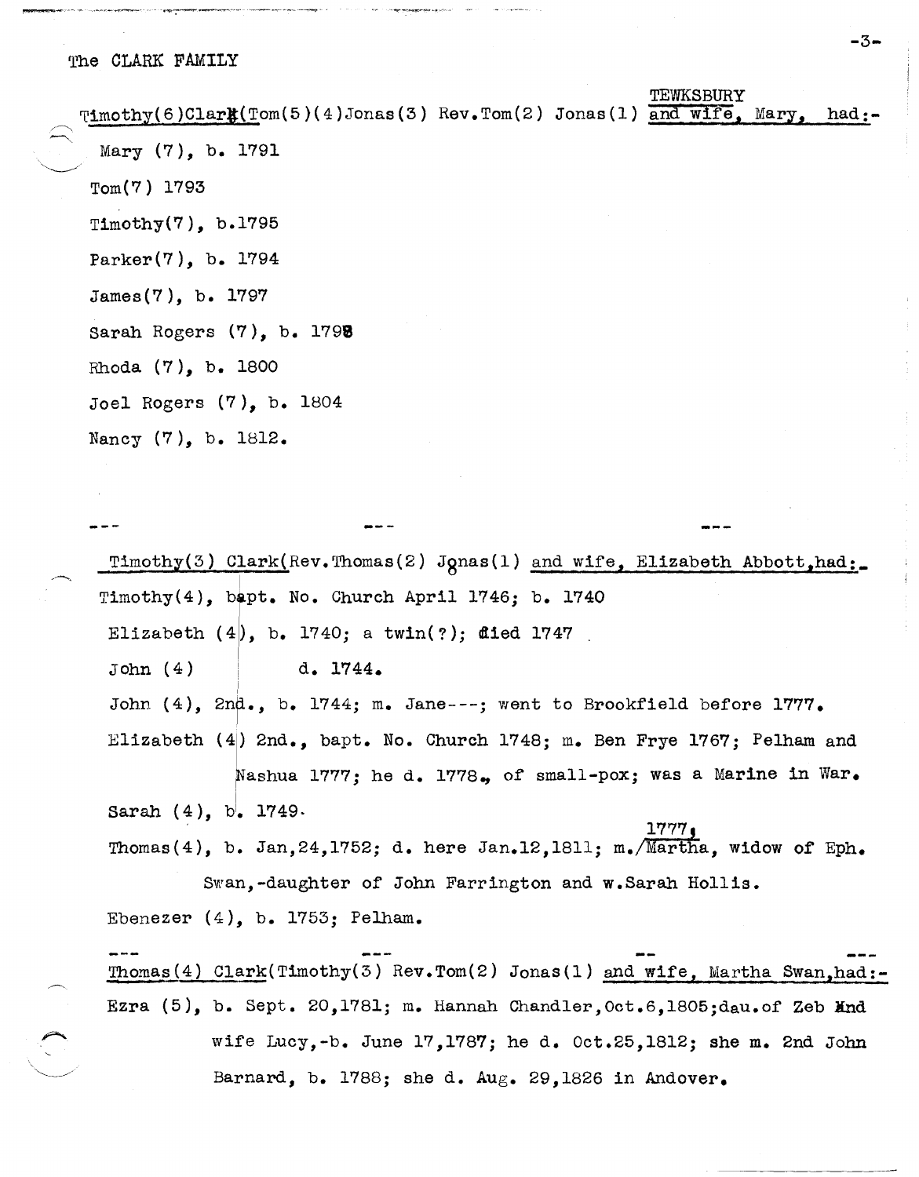The CLARK FAMILY

Timothy(6)Clark(Tom(5)(4)Jonas(3) Rev.Tom(2) Jonas(1) TEWKSBURY and wife, Mary, had:-

Mary (7), b. 1791

Tom(7) 1793

Timothy(7), b.1795

Parker(7), b. 1794

James(7), b. 1797

Sarah Rogers (7), b. 1798

Rhoda (7), b. 1800

Joel Rogers (7), b. 1804

Nancy (7), b. 1812.

--- --- ---

Timothy(3) Clark(Rev.Thomas(2) Jonas(1) and wife, Elizabeth Abbott,had:-

Timothy(4), bapt. No. Church April 1746; b. 1740

Elizabeth (4), b. 1740; a twin(?); died 1747

John (4) d. 1744.

John (4), 2nd., b. 1744; m. Jane---; went to Brookfield before 1777.

Elizabeth (4) 2nd., bapt. No. Church 1748; m. Ben Frye 1767; Pelham and Nashua 1777; he d. 1778., of small-pox; was a Marine in War.

Sarah (4), b. 1749.

Thomas(4), b. Jan,24,1752; d. here Jan.12,1811; m. 1777, Martha, widow of Eph. Swan,-daughter of John Farrington and w.Sarah Hollis.

Ebenezer (4), b. 1753; Pelham.

--- --- -- ---

Thomas(4) Clark(Timothy(3) Rev.Tom(2) Jonas(1) and wife, Martha Swan,had:-

Ezra (5), b. Sept. 20,1781; m. Hannah Chandler,Oct.6,1805;dau.of Zeb and wife Lucy,-b. June 17,1787; he d. Oct.25,1812; she m. 2nd John Barnard, b. 1788; she d. Aug. 29,1826 in Andover.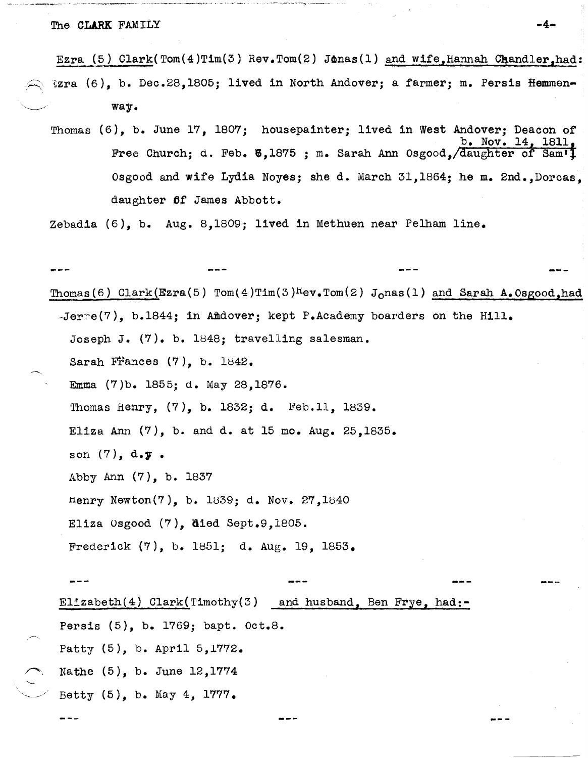Ezra (5) Clark(Tom(4)Tim(3) Rev.Tom(2) Jonas(1) and wife,Hannah Chandler,had:

Ezra (6), b. Dec.28,1805; lived in North Andover; a farmer; m. Persis Hemmenway.

Thomas (6), b. June 17, 1807; housepainter; lived in West Andover; Deacon of Free Church; d. Feb. 6,1875 ; m. Sarah Ann Osgood, b. Nov. 14, 1811, daughter of Sam'l Osgood and wife Lydia Noyes; she d. March 31,1864; he m. 2nd.,Dorcas, daughter of James Abbott.

Zebadia (6), b. Aug. 8,1809; lived in Methuen near Pelham line.

--- --- --- ---

Thomas(6) Clark(Ezra(5) Tom(4)Tim(3)Rev.Tom(2) Jonas(1) and Sarah A.Osgood,had

Jerre(7), b.1844; in Andover; kept P.Academy boarders on the Hill.

Joseph J. (7). b. 1848; travelling salesman.

Sarah Frances (7), b. 1842.

Emma (7)b. 1855; d. May 28,1876.

Thomas Henry, (7), b. 1832; d. Feb.11, 1839.

Eliza Ann (7), b. and d. at 15 mo. Aug. 25,1835.

son (7), d.y .

Abby Ann (7), b. 1837

Henry Newton(7), b. 1839; d. Nov. 27,1840

Eliza Osgood (7), died Sept.9,1805.

Frederick (7), b. 1851; d. Aug. 19, 1853.

--- --- --- ---

Elizabeth(4) Clark(Timothy(3) and husband, Ben Frye, had:-

Persis (5), b. 1769; bapt. Oct.8.

Patty (5), b. April 5,1772.

Nathe (5), b. June 12,1774

Betty (5), b. May 4, 1777.

--- --- ---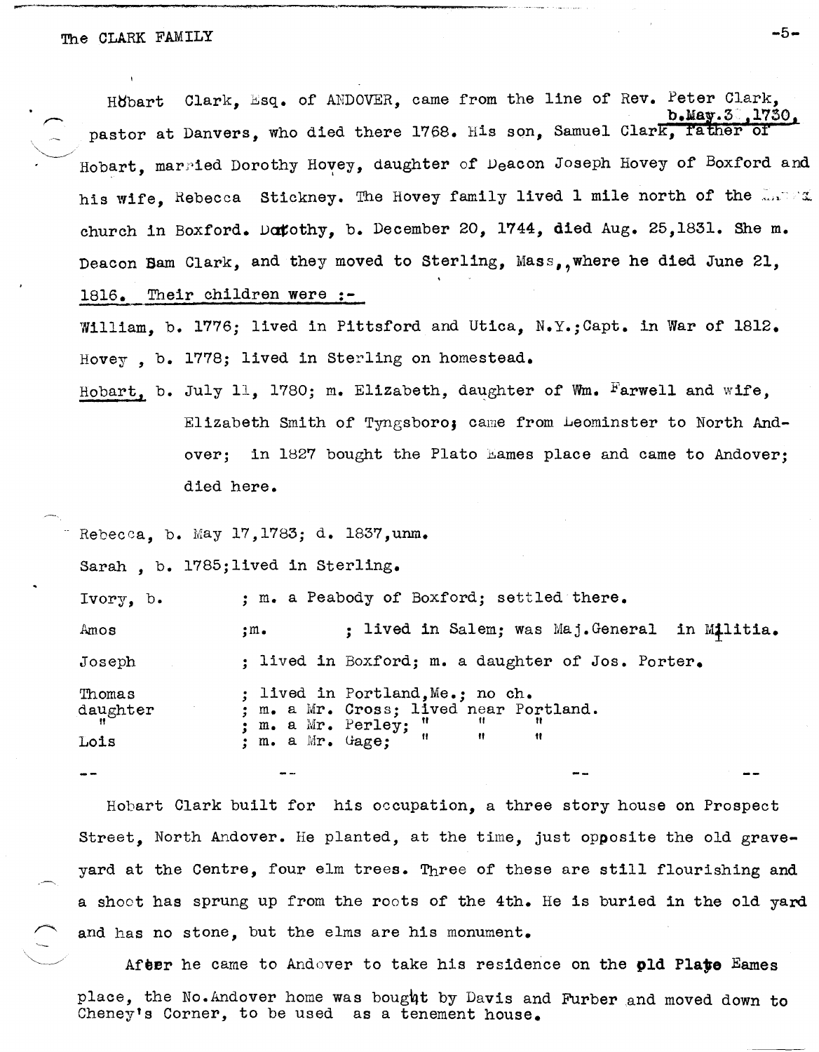Hobart Clark, Esq. of ANDOVER, came from the line of Rev. Peter Clark, pastor at Danvers, who died there 1768. His son, Samuel Clark, b. May 3 ,1730, father of Hobart, married Dorothy Hovey, daughter of Deacon Joseph Hovey of Boxford and his wife, Rebecca Stickney. The Hovey family lived 1 mile north of the church in Boxford. Dorothy, b. December 20, 1744, died Aug. 25,1831. She m. Deacon Sam Clark, and they moved to Sterling, Mass,,where he died June 21, 1816. Their children were :-

William, b. 1776; lived in Pittsford and Utica, N.Y.;Capt. in War of 1812.

Hovey , b. 1778; lived in Sterling on homestead.

Hobart, b. July 11, 1780; m. Elizabeth, daughter of Wm. Farwell and wife, Elizabeth Smith of Tyngsboro; came from Leominster to North Andover; in 1827 bought the Plato Eames place and came to Andover; died here.

Rebecca, b. May 17,1783; d. 1837,unm.

Sarah , b. 1785;lived in Sterling.

Ivory, b. ; m. a Peabody of Boxford; settled there.

Amos ;m. ; lived in Salem; was Maj.General in Militia.

Joseph ; lived in Boxford; m. a daughter of Jos. Porter.

Thomas ; lived in Portland,Me.; no ch.

daughter ; m. a Mr. Cross; lived near Portland.

" ; m. a Mr. Perley; " " "

Lois ; m. a Mr. Gage; " " "

-- -- -- --

Hobart Clark built for his occupation, a three story house on Prospect Street, North Andover. He planted, at the time, just opposite the old graveyard at the Centre, four elm trees. Three of these are still flourishing and a shoot has sprung up from the roots of the 4th. He is buried in the old yard and has no stone, but the elms are his monument.

After he came to Andover to take his residence on the old Plato Eames place, the No.Andover home was bought by Davis and Furber and moved down to Cheney's Corner, to be used as a tenement house.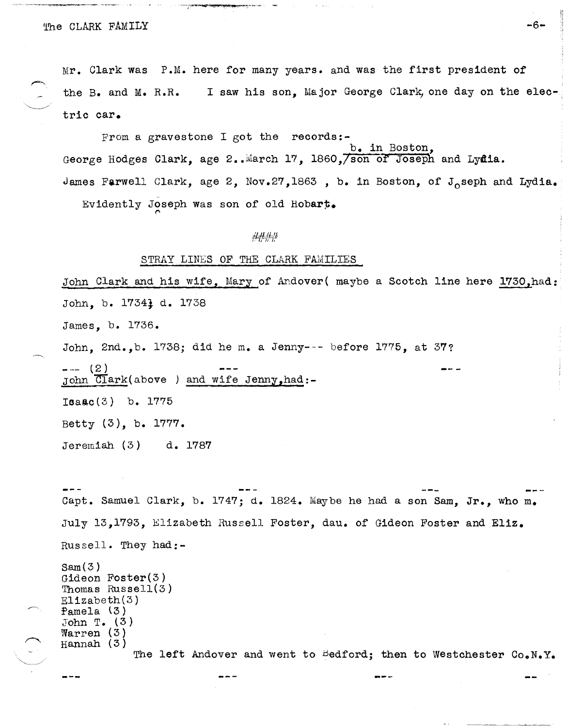Mr. Clark was P.M. here for many years. and was the first president of the B. and M. R.R. I saw his son, Major George Clark, one day on the electric car.

From a gravestone I got the records:-

George Hodges Clark, age 2..March 17, 1860, b. in Boston, son of Joseph and Lydia.

James Farwell Clark, age 2, Nov.27,1863 , b. in Boston, of Joseph and Lydia.

Evidently Joseph was son of old Hobart.

####

## STRAY LINES OF THE CLARK FAMILIES

John Clark and his wife, Mary of Andover( maybe a Scotch line here 1730,had:

John, b. 1734; d. 1738

James, b. 1736.

John, 2nd.,b. 1738; did he m. a Jenny--- before 1775, at 37?

--- (2) --- ---

John Clark(above ) and wife Jenny,had:-

Isaac(3) b. 1775

Betty (3), b. 1777.

Jeremiah (3) d. 1787

--- --- --- ---

Capt. Samuel Clark, b. 1747; d. 1824. Maybe he had a son Sam, Jr., who m. July 13,1793, Elizabeth Russell Foster, dau. of Gideon Foster and Eliz. Russell. They had:-

Sam(3)
Gideon Foster(3)
Thomas Russell(3)
Elizabeth(3)
Pamela (3)
John T. (3)
Warren (3)
Hannah (3)

The left Andover and went to Bedford; then to Westchester Co.N.Y.

--- --- --- --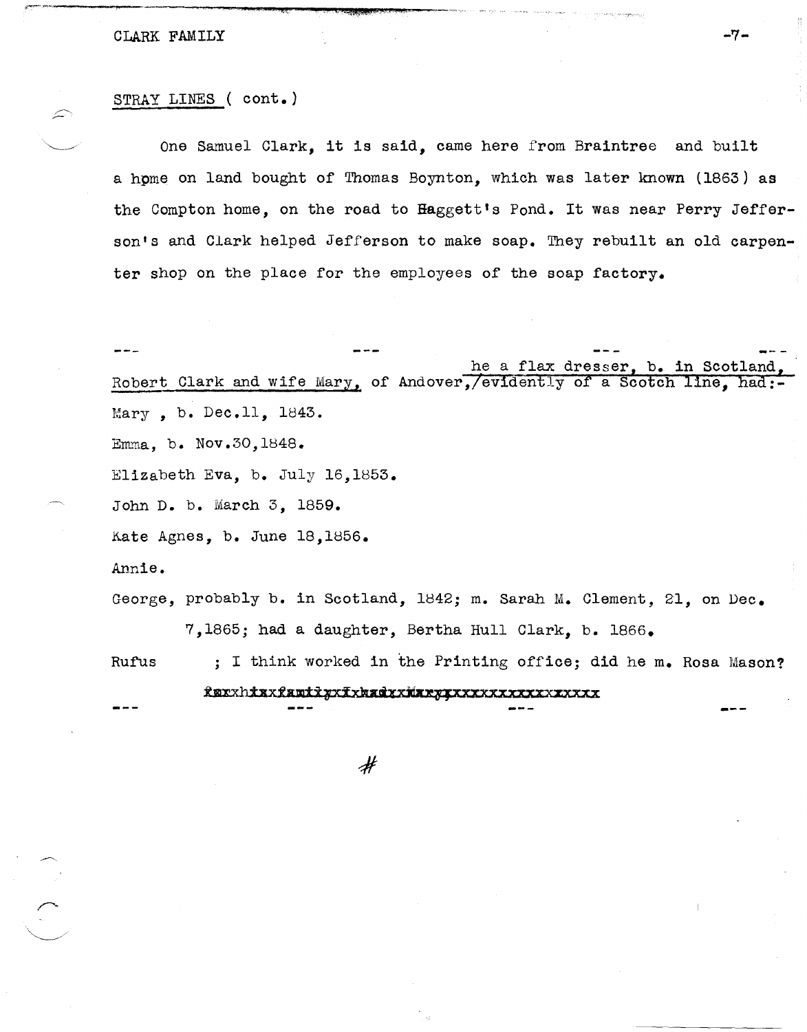## STRAY LINES ( cont.)

One Samuel Clark, it is said, came here from Braintree and built a home on land bought of Thomas Boynton, which was later known (1863) as the Compton home, on the road to Haggett's Pond. It was near Perry Jefferson's and Clark helped Jefferson to make soap. They rebuilt an old carpenter shop on the place for the employees of the soap factory.

--- --- --- ---

Robert Clark and wife Mary, of Andover, he a flax dresser, b. in Scotland, evidently of a Scotch line, had:-

Mary , b. Dec.11, 1843.

Emma, b. Nov.30,1848.

Elizabeth Eva, b. July 16,1853.

John D. b. March 3, 1859.

Kate Agnes, b. June 18,1856.

Annie.

George, probably b. in Scotland, 1842; m. Sarah M. Clement, 21, on Dec. 7,1865; had a daughter, Bertha Hull Clark, b. 1866.

Rufus ; I think worked in the Printing office; did he m. Rosa Mason?

--- --- --- ---

#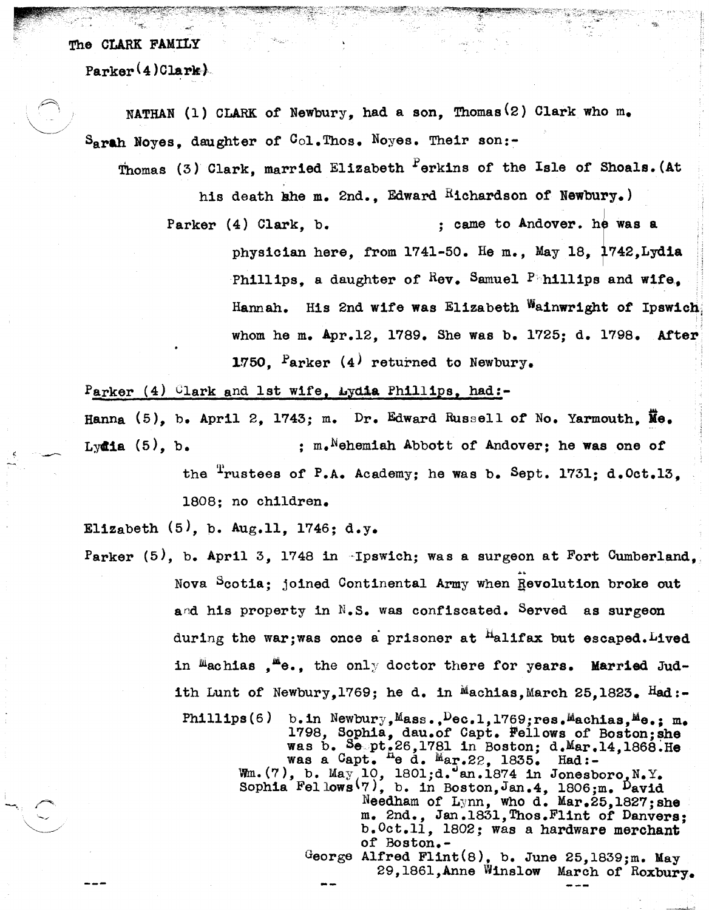The CLARK FAMILY

Parker(4)Clark)

NATHAN (1) CLARK of Newbury, had a son, Thomas(2) Clark who m. Sarah Noyes, daughter of Col.Thos. Noyes. Their son:-

Thomas (3) Clark, married Elizabeth Perkins of the Isle of Shoals.(At his death she m. 2nd., Edward Richardson of Newbury.)

Parker (4) Clark, b. ; came to Andover. he was a physician here, from 1741-50. He m., May 18, 1742,Lydia Phillips, a daughter of Rev. Samuel Phillips and wife, Hannah. His 2nd wife was Elizabeth Wainwright of Ipswich, whom he m. Apr.12, 1789. She was b. 1725; d. 1798. After 1750, Parker (4) returned to Newbury.

Parker (4) Clark and 1st wife, Lydia Phillips, had:-

Hanna (5), b. April 2, 1743; m. Dr. Edward Russell of No. Yarmouth, Me.

Lydia (5), b. ; m.Nehemiah Abbott of Andover; he was one of the Trustees of P.A. Academy; he was b. Sept. 1731; d.Oct.13, 1808; no children.

Elizabeth (5), b. Aug.11, 1746; d.y.

Parker (5), b. April 3, 1748 in Ipswich; was a surgeon at Fort Cumberland, Nova Scotia; joined Continental Army when Revolution broke out and his property in N.S. was confiscated. Served as surgeon during the war;was once a prisoner at Halifax but escaped.Lived in Machias ,Me., the only doctor there for years. Married Judith Lunt of Newbury,1769; he d. in Machias,March 25,1823. Had:-

Phillips(6) b.in Newbury,Mass.,Dec.1,1769;res.Machias,Me.; m. 1798, Sophia, dau.of Capt. Fellows of Boston;she was b. Sept.26,1781 in Boston; d.Mar.14,1868.He was a Capt. He d. Mar.22, 1835. Had:-

Wm.(7), b. May 10, 1801;d.Jan.1874 in Jonesboro,N.Y.

Sophia Fellows(7), b. in Boston,Jan.4, 1806;m. David Needham of Lynn, who d. Mar.25,1827;she m. 2nd., Jan.1831,Thos.Flint of Danvers; b.Oct.11, 1802; was a hardware merchant of Boston.-

George Alfred Flint(8), b. June 25,1839;m. May 29,1861,Anne Winslow March of Roxbury.

--- -- ---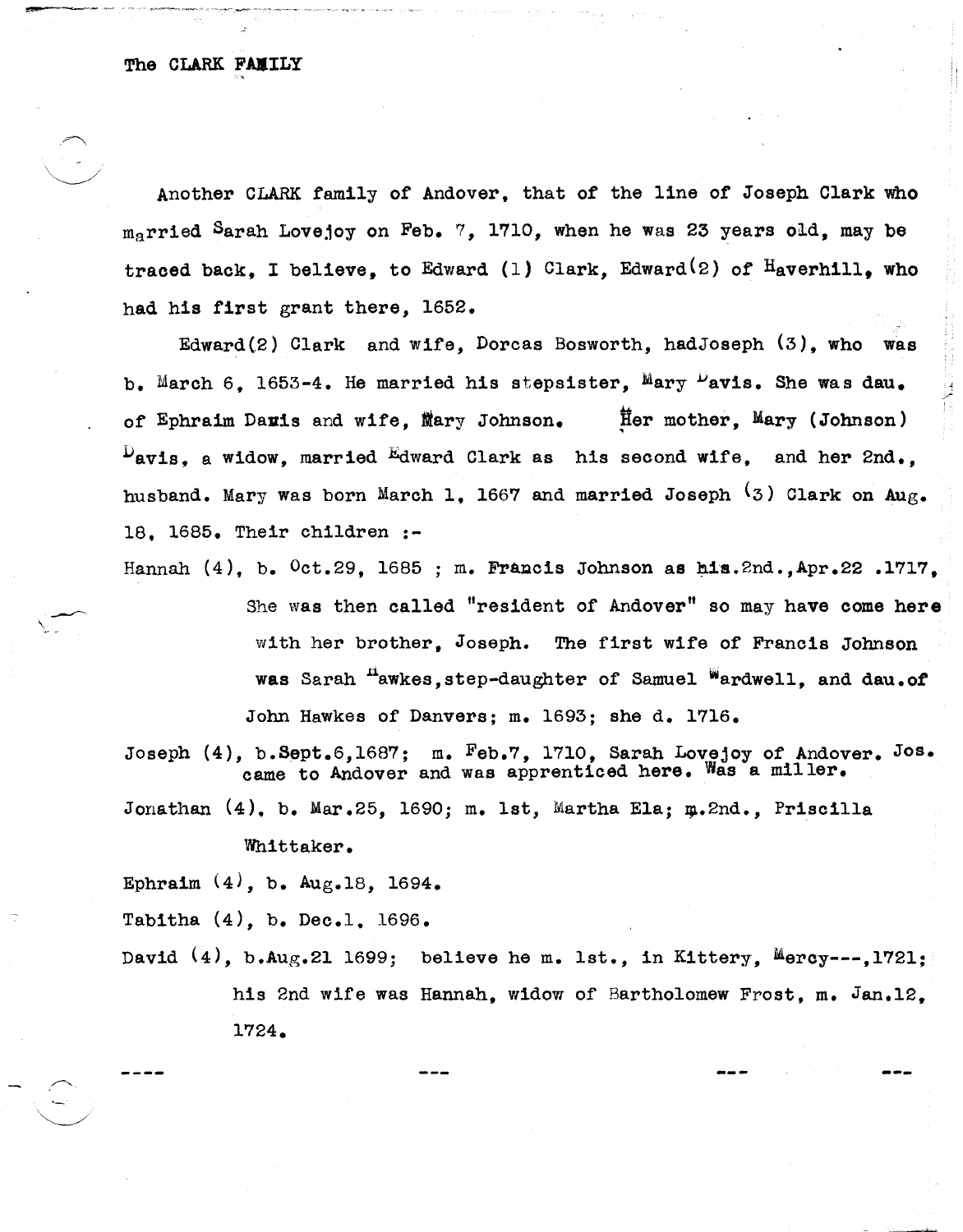The CLARK FAMILY

Another CLARK family of Andover, that of the line of Joseph Clark who married Sarah Lovejoy on Feb. 7, 1710, when he was 23 years old, may be traced back, I believe, to Edward (1) Clark, Edward(2) of Haverhill, who had his first grant there, 1652.

Edward(2) Clark and wife, Dorcas Bosworth, hadJoseph (3), who was b. March 6, 1653-4. He married his stepsister, Mary Davis. She was dau. of Ephraim Davis and wife, Mary Johnson. Her mother, Mary (Johnson) Davis, a widow, married Edward Clark as his second wife, and her 2nd., husband. Mary was born March 1, 1667 and married Joseph (3) Clark on Aug. 18, 1685. Their children :-

Hannah (4), b. Oct.29, 1685 ; m. Francis Johnson as his.2nd.,Apr.22 .1717, She was then called "resident of Andover" so may have come here with her brother, Joseph. The first wife of Francis Johnson was Sarah Hawkes,step-daughter of Samuel Wardwell, and dau.of John Hawkes of Danvers; m. 1693; she d. 1716.

Joseph (4), b.Sept.6,1687; m. Feb.7, 1710, Sarah Lovejoy of Andover. Jos. came to Andover and was apprenticed here. Was a miller.

Jonathan (4), b. Mar.25, 1690; m. 1st, Martha Ela; m.2nd., Priscilla Whittaker.

Ephraim (4), b. Aug.18, 1694.

Tabitha (4), b. Dec.1, 1696.

David (4), b.Aug.21 1699; believe he m. 1st., in Kittery, Mercy---,1721; his 2nd wife was Hannah, widow of Bartholomew Frost, m. Jan.12, 1724.

---- --- --- ---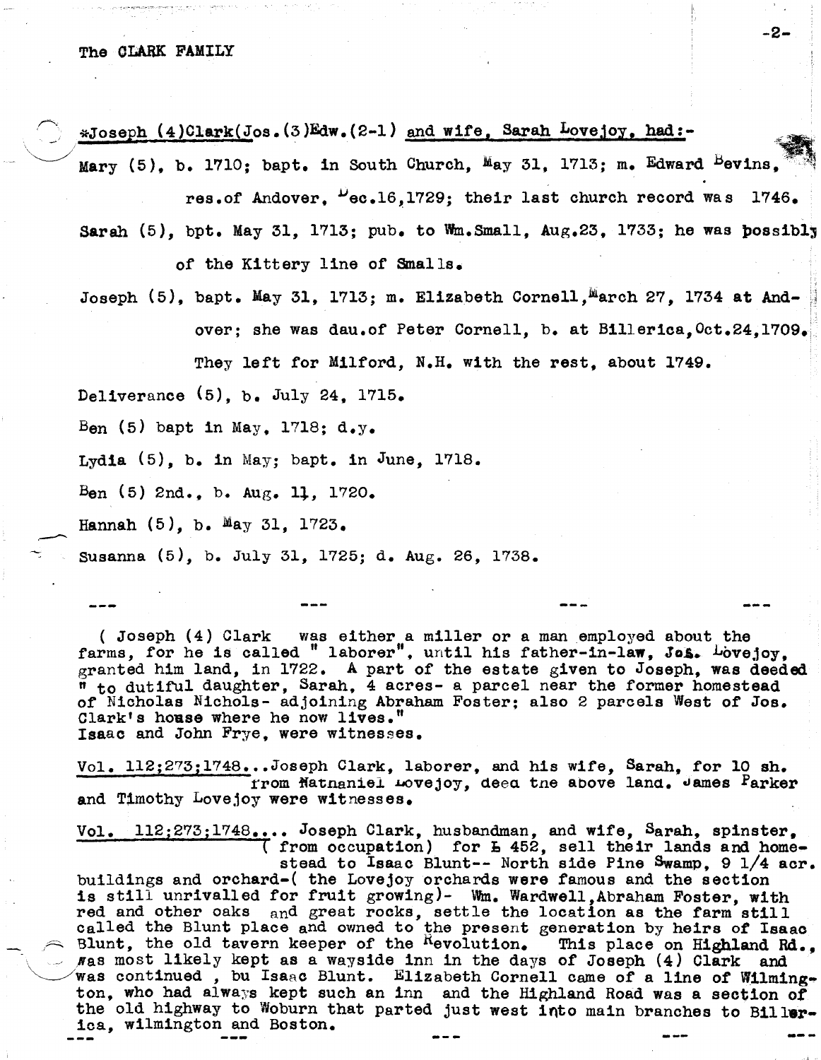The CLARK FAMILY

*Joseph (4)Clark(Jos.(3)Edw.(2-1) and wife, Sarah Lovejoy, had:-

Mary (5), b. 1710; bapt. in South Church, May 31, 1713; m. Edward Bevins, res.of Andover, Dec.16,1729; their last church record was 1746.

Sarah (5), bpt. May 31, 1713; pub. to Wm.Small, Aug.23, 1733; he was possibly of the Kittery line of Smalls.

Joseph (5), bapt. May 31, 1713; m. Elizabeth Cornell, March 27, 1734 at Andover; she was dau.of Peter Cornell, b. at Billerica, Oct.24,1709. They left for Milford, N.H. with the rest, about 1749.

Deliverance (5), b. July 24, 1715.

Ben (5) bapt in May, 1718; d.y.

Lydia (5), b. in May; bapt. in June, 1718.

Ben (5) 2nd., b. Aug. 11, 1720.

Hannah (5), b. May 31, 1723.

Susanna (5), b. July 31, 1725; d. Aug. 26, 1738.

--- --- --- ---

( Joseph (4) Clark was either a miller or a man employed about the farms, for he is called " laborer", until his father-in-law, Jos. Lovejoy, granted him land, in 1722. A part of the estate given to Joseph, was deeded " to dutiful daughter, Sarah, 4 acres- a parcel near the former homestead of Nicholas Nichols- adjoining Abraham Foster; also 2 parcels West of Jos. Clark's house where he now lives."
Isaac and John Frye, were witnesses.

Vol. 112;273;1748...Joseph Clark, laborer, and his wife, Sarah, for 10 sh. from Nathaniel Lovejoy, deed the above land. James Parker and Timothy Lovejoy were witnesses.

Vol. 112;273;1748.... Joseph Clark, husbandman, and wife, Sarah, spinster, ( from occupation) for £ 452, sell their lands and homestead to Isaac Blunt-- North side Pine Swamp, 9 1/4 acr. buildings and orchard-( the Lovejoy orchards were famous and the section is still unrivalled for fruit growing)- Wm. Wardwell, Abraham Foster, with red and other oaks and great rocks, settle the location as the farm still called the Blunt place and owned to the present generation by heirs of Isaac Blunt, the old tavern keeper of the Revolution. This place on Highland Rd., was most likely kept as a wayside inn in the days of Joseph (4) Clark and was continued , bu Isaac Blunt. Elizabeth Cornell came of a line of Wilmington, who had always kept such an inn and the Highland Road was a section of the old highway to Woburn that parted just west into main branches to Billerica, Wilmington and Boston.

--- --- --- --- ---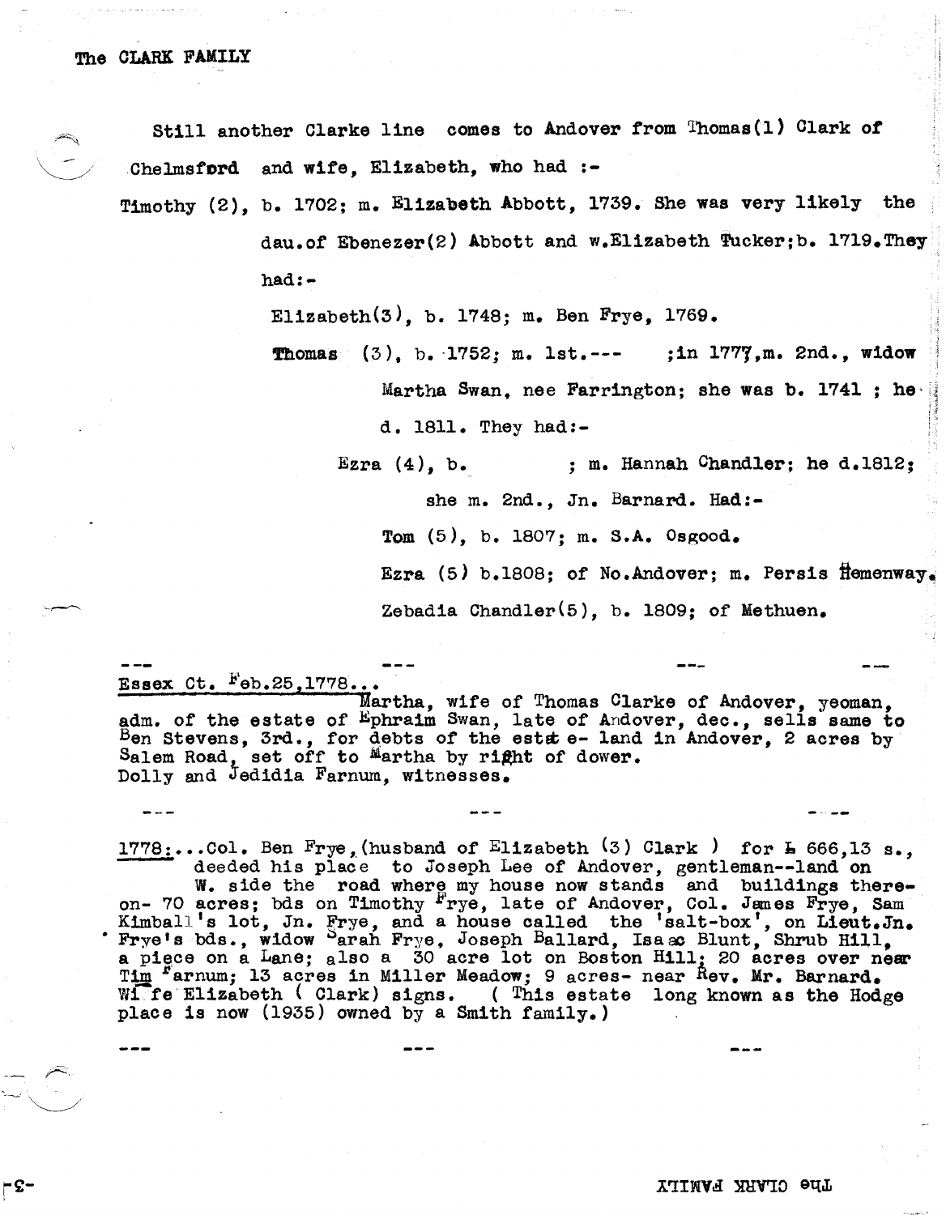The CLARK FAMILY

Still another Clarke line comes to Andover from Thomas(1) Clark of Chelmsford and wife, Elizabeth, who had :-

Timothy (2), b. 1702; m. Elizabeth Abbott, 1739. She was very likely the dau.of Ebenezer(2) Abbott and w.Elizabeth Tucker;b. 1719.They had:-

Elizabeth(3), b. 1748; m. Ben Frye, 1769.

**Thomas** (3), b. 1752; m. 1st.--- ;in 1777,m. 2nd., widow Martha Swan, nee Farrington; she was b. 1741 ; he d. 1811. They had:-

Ezra (4), b. ; m. Hannah Chandler; he d.1812; she m. 2nd., Jn. Barnard. Had:-

Tom (5), b. 1807; m. S.A. Osgood.

Ezra (5) b.1808; of No.Andover; m. Persis Hemenway.

Zebadia Chandler(5), b. 1809; of Methuen.

--- --- --- ---

Essex Ct. Feb.25,1778...

Martha, wife of Thomas Clarke of Andover, yeoman, adm. of the estate of Ephraim Swan, late of Andover, dec., sells same to Ben Stevens, 3rd., for debts of the estat e- land in Andover, 2 acres by Salem Road, set off to Martha by right of dower. Dolly and Jedidia Farnum, witnesses.

--- --- ---

1778:...Col. Ben Frye,(husband of Elizabeth (3) Clark ) for £ 666,13 s., deeded his place to Joseph Lee of Andover, gentleman--land on W. side the road where my house now stands and buildings thereon- 70 acres; bds on Timothy Frye, late of Andover, Col. James Frye, Sam Kimball's lot, Jn. Frye, and a house called the 'salt-box', on Lieut.Jn. Frye's bds., widow Sarah Frye, Joseph Ballard, Isaac Blunt, Shrub Hill, a piece on a Lane; also a 30 acre lot on Boston Hill; 20 acres over near Tim Farnum; 13 acres in Miller Meadow; 9 acres- near Rev. Mr. Barnard. Wife Elizabeth ( Clark) signs. ( This estate long known as the Hodge place is now (1935) owned by a Smith family.)

--- --- ---